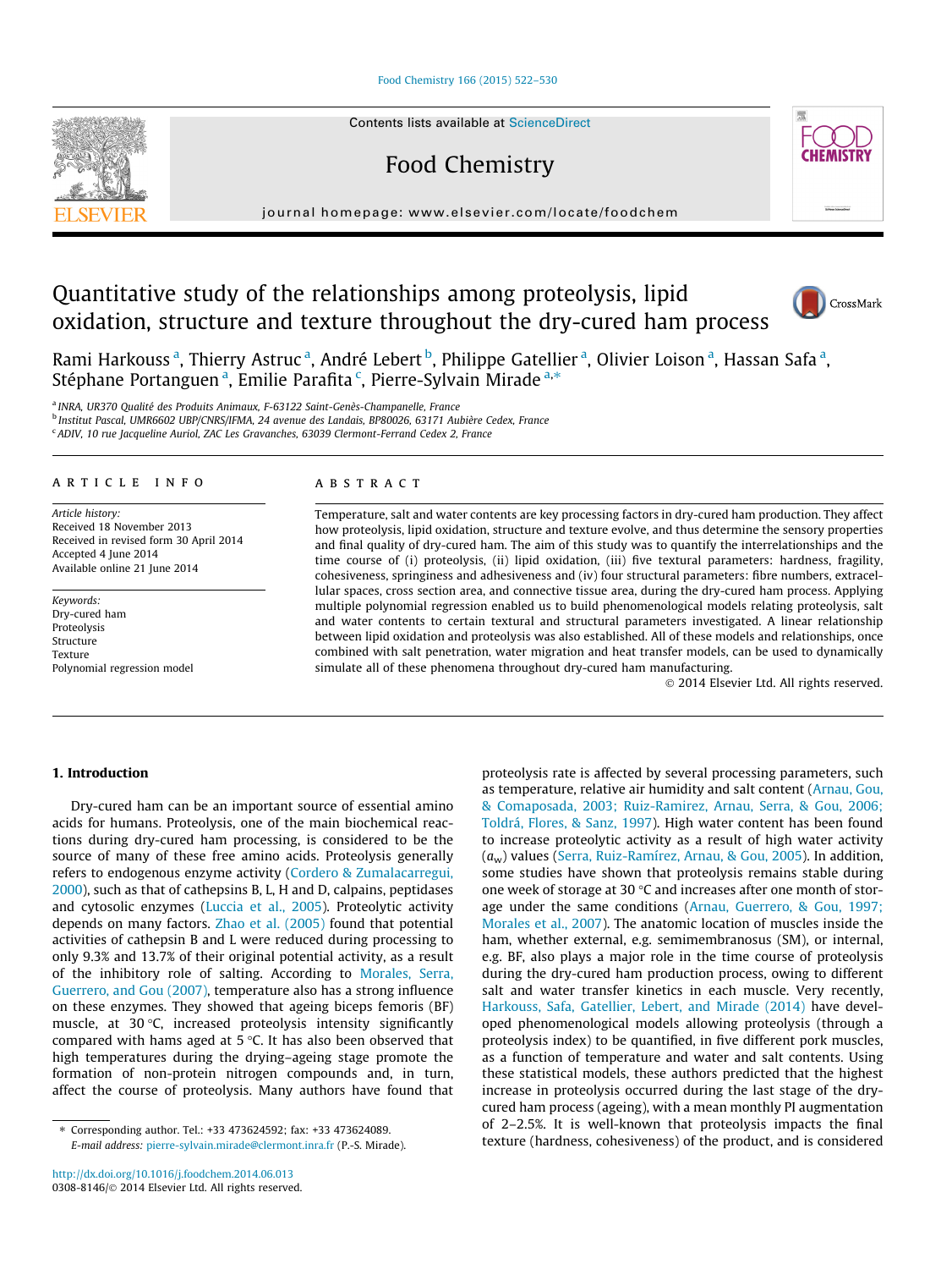# Quantitative study of the relationships among proteolysis, lipid oxidation, structure and texture throughout the dry-cured ham process

Rami Harkouss [a], Thierry Astruc [a], André Lebert [b], Philippe Gatellier [a], Olivier Loison [a], Hassan Safa [a], Stéphane Portanguen [a], Emilie Parafita [c], Pierre-Sylvain Mirade [a,*]

[a] INRA, UR370 Qualité des Produits Animaux, F-63122 Saint-Genès-Champanelle, France
[b] Institut Pascal, UMR6602 UBP/CNRS/IFMA, 24 avenue des Landais, BP80026, 63171 Aubière Cedex, France
[c] ADIV, 10 rue Jacqueline Auriol, ZAC Les Gravanches, 63039 Clermont-Ferrand Cedex 2, France

## ARTICLE INFO

*Article history:*
Received 18 November 2013
Received in revised form 30 April 2014
Accepted 4 June 2014
Available online 21 June 2014

*Keywords:*
Dry-cured ham
Proteolysis
Structure
Texture
Polynomial regression model

## ABSTRACT

Temperature, salt and water contents are key processing factors in dry-cured ham production. They affect how proteolysis, lipid oxidation, structure and texture evolve, and thus determine the sensory properties and final quality of dry-cured ham. The aim of this study was to quantify the interrelationships and the time course of (i) proteolysis, (ii) lipid oxidation, (iii) five textural parameters: hardness, fragility, cohesiveness, springiness and adhesiveness and (iv) four structural parameters: fibre numbers, extracellular spaces, cross section area, and connective tissue area, during the dry-cured ham process. Applying multiple polynomial regression enabled us to build phenomenological models relating proteolysis, salt and water contents to certain textural and structural parameters investigated. A linear relationship between lipid oxidation and proteolysis was also established. All of these models and relationships, once combined with salt penetration, water migration and heat transfer models, can be used to dynamically simulate all of these phenomena throughout dry-cured ham manufacturing.

© 2014 Elsevier Ltd. All rights reserved.

## 1. Introduction

Dry-cured ham can be an important source of essential amino acids for humans. Proteolysis, one of the main biochemical reactions during dry-cured ham processing, is considered to be the source of many of these free amino acids. Proteolysis generally refers to endogenous enzyme activity (Cordero & Zumalacarregui, 2000), such as that of cathepsins B, L, H and D, calpains, peptidases and cytosolic enzymes (Luccia et al., 2005). Proteolytic activity depends on many factors. Zhao et al. (2005) found that potential activities of cathepsin B and L were reduced during processing to only 9.3% and 13.7% of their original potential activity, as a result of the inhibitory role of salting. According to Morales, Serra, Guerrero, and Gou (2007), temperature also has a strong influence on these enzymes. They showed that ageing biceps femoris (BF) muscle, at 30 °C, increased proteolysis intensity significantly compared with hams aged at 5 °C. It has also been observed that high temperatures during the drying–ageing stage promote the formation of non-protein nitrogen compounds and, in turn, affect the course of proteolysis. Many authors have found that proteolysis rate is affected by several processing parameters, such as temperature, relative air humidity and salt content (Arnau, Gou, & Comaposada, 2003; Ruiz-Ramirez, Arnau, Serra, & Gou, 2006; Toldrá, Flores, & Sanz, 1997). High water content has been found to increase proteolytic activity as a result of high water activity ($a_w$) values (Serra, Ruiz-Ramírez, Arnau, & Gou, 2005). In addition, some studies have shown that proteolysis remains stable during one week of storage at 30 °C and increases after one month of storage under the same conditions (Arnau, Guerrero, & Gou, 1997; Morales et al., 2007). The anatomic location of muscles inside the ham, whether external, e.g. semimembranosus (SM), or internal, e.g. BF, also plays a major role in the time course of proteolysis during the dry-cured ham production process, owing to different salt and water transfer kinetics in each muscle. Very recently, Harkouss, Safa, Gatellier, Lebert, and Mirade (2014) have developed phenomenological models allowing proteolysis (through a proteolysis index) to be quantified, in five different pork muscles, as a function of temperature and water and salt contents. Using these statistical models, these authors predicted that the highest increase in proteolysis occurred during the last stage of the dry-cured ham process (ageing), with a mean monthly PI augmentation of 2–2.5%. It is well-known that proteolysis impacts the final texture (hardness, cohesiveness) of the product, and is considered

* Corresponding author. Tel.: +33 473624592; fax: +33 473624089.
E-mail address: pierre-sylvain.mirade@clermont.inra.fr (P.-S. Mirade).

http://dx.doi.org/10.1016/j.foodchem.2014.06.013
0308-8146/© 2014 Elsevier Ltd. All rights reserved.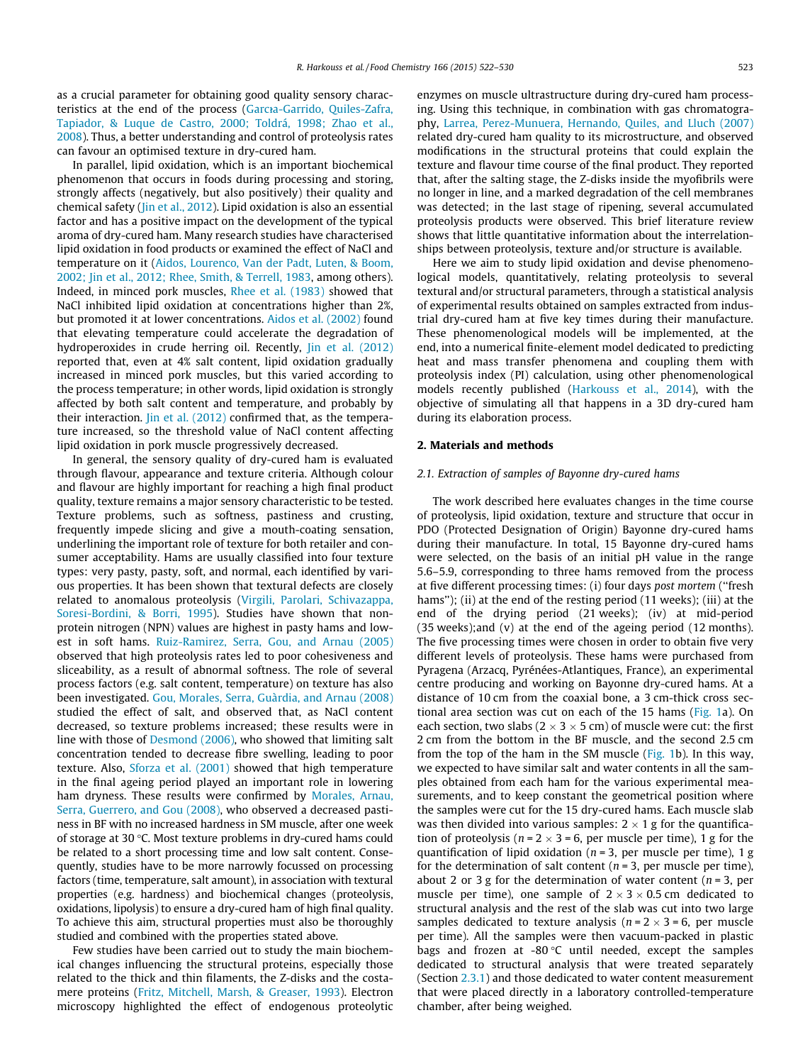as a crucial parameter for obtaining good quality sensory characteristics at the end of the process (Garcıa-Garrido, Quiles-Zafra, Tapiador, & Luque de Castro, 2000; Toldrá, 1998; Zhao et al., 2008). Thus, a better understanding and control of proteolysis rates can favour an optimised texture in dry-cured ham.

In parallel, lipid oxidation, which is an important biochemical phenomenon that occurs in foods during processing and storing, strongly affects (negatively, but also positively) their quality and chemical safety (Jin et al., 2012). Lipid oxidation is also an essential factor and has a positive impact on the development of the typical aroma of dry-cured ham. Many research studies have characterised lipid oxidation in food products or examined the effect of NaCl and temperature on it (Aidos, Lourenco, Van der Padt, Luten, & Boom, 2002; Jin et al., 2012; Rhee, Smith, & Terrell, 1983, among others). Indeed, in minced pork muscles, Rhee et al. (1983) showed that NaCl inhibited lipid oxidation at concentrations higher than 2%, but promoted it at lower concentrations. Aidos et al. (2002) found that elevating temperature could accelerate the degradation of hydroperoxides in crude herring oil. Recently, Jin et al. (2012) reported that, even at 4% salt content, lipid oxidation gradually increased in minced pork muscles, but this varied according to the process temperature; in other words, lipid oxidation is strongly affected by both salt content and temperature, and probably by their interaction. Jin et al. (2012) confirmed that, as the temperature increased, so the threshold value of NaCl content affecting lipid oxidation in pork muscle progressively decreased.

In general, the sensory quality of dry-cured ham is evaluated through flavour, appearance and texture criteria. Although colour and flavour are highly important for reaching a high final product quality, texture remains a major sensory characteristic to be tested. Texture problems, such as softness, pastiness and crusting, frequently impede slicing and give a mouth-coating sensation, underlining the important role of texture for both retailer and consumer acceptability. Hams are usually classified into four texture types: very pasty, pasty, soft, and normal, each identified by various properties. It has been shown that textural defects are closely related to anomalous proteolysis (Virgili, Parolari, Schivazappa, Soresi-Bordini, & Borri, 1995). Studies have shown that non-protein nitrogen (NPN) values are highest in pasty hams and lowest in soft hams. Ruiz-Ramirez, Serra, Gou, and Arnau (2005) observed that high proteolysis rates led to poor cohesiveness and sliceability, as a result of abnormal softness. The role of several process factors (e.g. salt content, temperature) on texture has also been investigated. Gou, Morales, Serra, Guàrdia, and Arnau (2008) studied the effect of salt, and observed that, as NaCl content decreased, so texture problems increased; these results were in line with those of Desmond (2006), who showed that limiting salt concentration tended to decrease fibre swelling, leading to poor texture. Also, Sforza et al. (2001) showed that high temperature in the final ageing period played an important role in lowering ham dryness. These results were confirmed by Morales, Arnau, Serra, Guerrero, and Gou (2008), who observed a decreased pastiness in BF with no increased hardness in SM muscle, after one week of storage at 30 °C. Most texture problems in dry-cured hams could be related to a short processing time and low salt content. Consequently, studies have to be more narrowly focussed on processing factors (time, temperature, salt amount), in association with textural properties (e.g. hardness) and biochemical changes (proteolysis, oxidations, lipolysis) to ensure a dry-cured ham of high final quality. To achieve this aim, structural properties must also be thoroughly studied and combined with the properties stated above.

Few studies have been carried out to study the main biochemical changes influencing the structural proteins, especially those related to the thick and thin filaments, the Z-disks and the costamere proteins (Fritz, Mitchell, Marsh, & Greaser, 1993). Electron microscopy highlighted the effect of endogenous proteolytic enzymes on muscle ultrastructure during dry-cured ham processing. Using this technique, in combination with gas chromatography, Larrea, Perez-Munuera, Hernando, Quiles, and Lluch (2007) related dry-cured ham quality to its microstructure, and observed modifications in the structural proteins that could explain the texture and flavour time course of the final product. They reported that, after the salting stage, the Z-disks inside the myofibrils were no longer in line, and a marked degradation of the cell membranes was detected; in the last stage of ripening, several accumulated proteolysis products were observed. This brief literature review shows that little quantitative information about the interrelationships between proteolysis, texture and/or structure is available.

Here we aim to study lipid oxidation and devise phenomenological models, quantitatively, relating proteolysis to several textural and/or structural parameters, through a statistical analysis of experimental results obtained on samples extracted from industrial dry-cured ham at five key times during their manufacture. These phenomenological models will be implemented, at the end, into a numerical finite-element model dedicated to predicting heat and mass transfer phenomena and coupling them with proteolysis index (PI) calculation, using other phenomenological models recently published (Harkouss et al., 2014), with the objective of simulating all that happens in a 3D dry-cured ham during its elaboration process.

## 2. Materials and methods

### 2.1. Extraction of samples of Bayonne dry-cured hams

The work described here evaluates changes in the time course of proteolysis, lipid oxidation, texture and structure that occur in PDO (Protected Designation of Origin) Bayonne dry-cured hams during their manufacture. In total, 15 Bayonne dry-cured hams were selected, on the basis of an initial pH value in the range 5.6–5.9, corresponding to three hams removed from the process at five different processing times: (i) four days *post mortem* ("fresh hams"); (ii) at the end of the resting period (11 weeks); (iii) at the end of the drying period (21 weeks); (iv) at mid-period (35 weeks);and (v) at the end of the ageing period (12 months). The five processing times were chosen in order to obtain five very different levels of proteolysis. These hams were purchased from Pyragena (Arzacq, Pyrénées-Atlantiques, France), an experimental centre producing and working on Bayonne dry-cured hams. At a distance of 10 cm from the coaxial bone, a 3 cm-thick cross sectional area section was cut on each of the 15 hams (Fig. 1a). On each section, two slabs (2 × 3 × 5 cm) of muscle were cut: the first 2 cm from the bottom in the BF muscle, and the second 2.5 cm from the top of the ham in the SM muscle (Fig. 1b). In this way, we expected to have similar salt and water contents in all the samples obtained from each ham for the various experimental measurements, and to keep constant the geometrical position where the samples were cut for the 15 dry-cured hams. Each muscle slab was then divided into various samples: 2 × 1 g for the quantification of proteolysis ($n$ = 2 × 3 = 6, per muscle per time), 1 g for the quantification of lipid oxidation ($n$ = 3, per muscle per time), 1 g for the determination of salt content ($n$ = 3, per muscle per time), about 2 or 3 g for the determination of water content ($n$ = 3, per muscle per time), one sample of 2 × 3 × 0.5 cm dedicated to structural analysis and the rest of the slab was cut into two large samples dedicated to texture analysis ($n$ = 2 × 3 = 6, per muscle per time). All the samples were then vacuum-packed in plastic bags and frozen at -80 °C until needed, except the samples dedicated to structural analysis that were treated separately (Section 2.3.1) and those dedicated to water content measurement that were placed directly in a laboratory controlled-temperature chamber, after being weighed.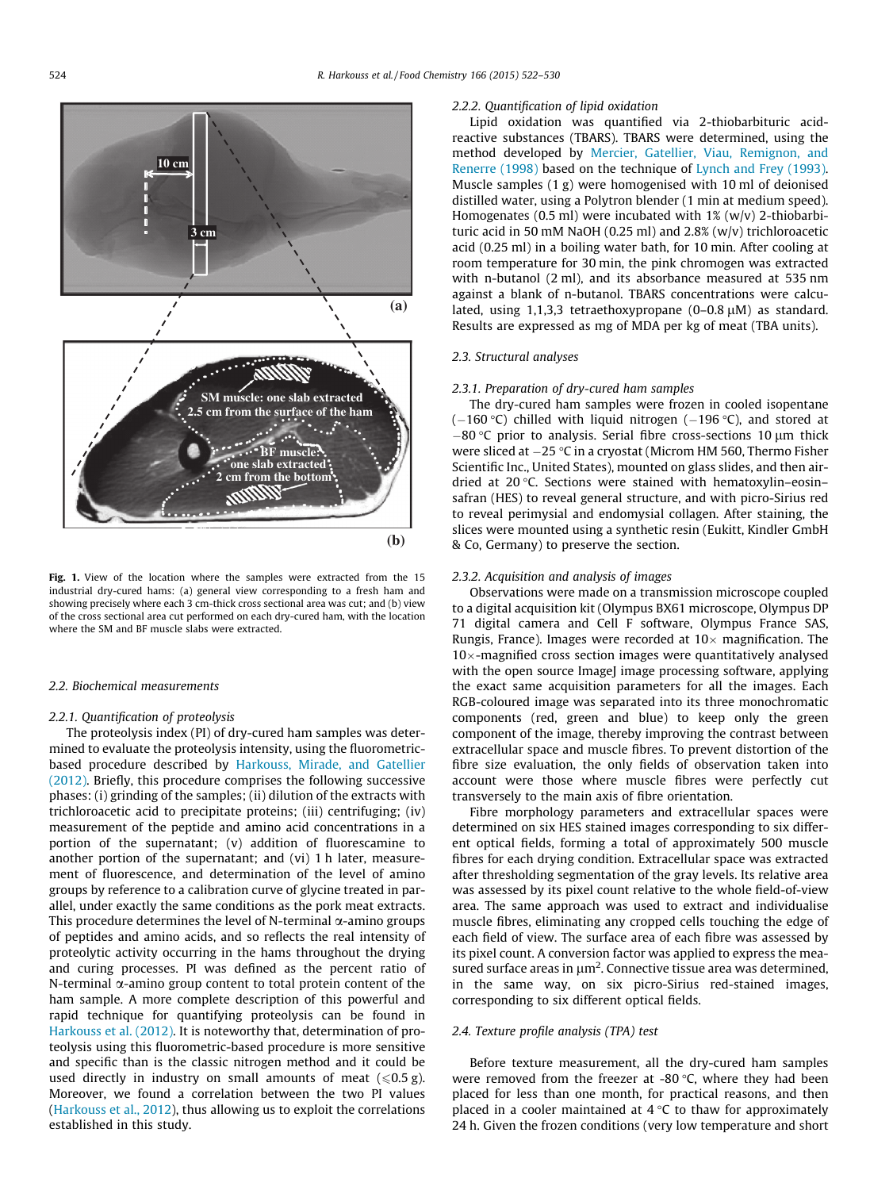Fig. 1. View of the location where the samples were extracted from the 15 industrial dry-cured hams: (a) general view corresponding to a fresh ham and showing precisely where each 3 cm-thick cross sectional area was cut; and (b) view of the cross sectional area cut performed on each dry-cured ham, with the location where the SM and BF muscle slabs were extracted.

### 2.2. Biochemical measurements

#### 2.2.1. Quantification of proteolysis

The proteolysis index (PI) of dry-cured ham samples was determined to evaluate the proteolysis intensity, using the fluorometric-based procedure described by Harkouss, Mirade, and Gatellier (2012). Briefly, this procedure comprises the following successive phases: (i) grinding of the samples; (ii) dilution of the extracts with trichloroacetic acid to precipitate proteins; (iii) centrifuging; (iv) measurement of the peptide and amino acid concentrations in a portion of the supernatant; (v) addition of fluorescamine to another portion of the supernatant; and (vi) 1 h later, measurement of fluorescence, and determination of the level of amino groups by reference to a calibration curve of glycine treated in parallel, under exactly the same conditions as the pork meat extracts. This procedure determines the level of N-terminal α-amino groups of peptides and amino acids, and so reflects the real intensity of proteolytic activity occurring in the hams throughout the drying and curing processes. PI was defined as the percent ratio of N-terminal α-amino group content to total protein content of the ham sample. A more complete description of this powerful and rapid technique for quantifying proteolysis can be found in Harkouss et al. (2012). It is noteworthy that, determination of proteolysis using this fluorometric-based procedure is more sensitive and specific than is the classic nitrogen method and it could be used directly in industry on small amounts of meat ($\leqslant$0.5 g). Moreover, we found a correlation between the two PI values (Harkouss et al., 2012), thus allowing us to exploit the correlations established in this study.

#### 2.2.2. Quantification of lipid oxidation

Lipid oxidation was quantified via 2-thiobarbituric acid-reactive substances (TBARS). TBARS were determined, using the method developed by Mercier, Gatellier, Viau, Remignon, and Renerre (1998) based on the technique of Lynch and Frey (1993). Muscle samples (1 g) were homogenised with 10 ml of deionised distilled water, using a Polytron blender (1 min at medium speed). Homogenates (0.5 ml) were incubated with 1% (w/v) 2-thiobarbituric acid in 50 mM NaOH (0.25 ml) and 2.8% (w/v) trichloroacetic acid (0.25 ml) in a boiling water bath, for 10 min. After cooling at room temperature for 30 min, the pink chromogen was extracted with n-butanol (2 ml), and its absorbance measured at 535 nm against a blank of n-butanol. TBARS concentrations were calculated, using 1,1,3,3 tetraethoxypropane (0–0.8 μM) as standard. Results are expressed as mg of MDA per kg of meat (TBA units).

### 2.3. Structural analyses

#### 2.3.1. Preparation of dry-cured ham samples

The dry-cured ham samples were frozen in cooled isopentane (−160 °C) chilled with liquid nitrogen (−196 °C), and stored at −80 °C prior to analysis. Serial fibre cross-sections 10 μm thick were sliced at −25 °C in a cryostat (Microm HM 560, Thermo Fisher Scientific Inc., United States), mounted on glass slides, and then air-dried at 20 °C. Sections were stained with hematoxylin–eosin–safran (HES) to reveal general structure, and with picro-Sirius red to reveal perimysial and endomysial collagen. After staining, the slices were mounted using a synthetic resin (Eukitt, Kindler GmbH & Co, Germany) to preserve the section.

#### 2.3.2. Acquisition and analysis of images

Observations were made on a transmission microscope coupled to a digital acquisition kit (Olympus BX61 microscope, Olympus DP 71 digital camera and Cell F software, Olympus France SAS, Rungis, France). Images were recorded at 10× magnification. The 10×-magnified cross section images were quantitatively analysed with the open source ImageJ image processing software, applying the exact same acquisition parameters for all the images. Each RGB-coloured image was separated into its three monochromatic components (red, green and blue) to keep only the green component of the image, thereby improving the contrast between extracellular space and muscle fibres. To prevent distortion of the fibre size evaluation, the only fields of observation taken into account were those where muscle fibres were perfectly cut transversely to the main axis of fibre orientation.

Fibre morphology parameters and extracellular spaces were determined on six HES stained images corresponding to six different optical fields, forming a total of approximately 500 muscle fibres for each drying condition. Extracellular space was extracted after thresholding segmentation of the gray levels. Its relative area was assessed by its pixel count relative to the whole field-of-view area. The same approach was used to extract and individualise muscle fibres, eliminating any cropped cells touching the edge of each field of view. The surface area of each fibre was assessed by its pixel count. A conversion factor was applied to express the measured surface areas in $\mu m^2$. Connective tissue area was determined, in the same way, on six picro-Sirius red-stained images, corresponding to six different optical fields.

### 2.4. Texture profile analysis (TPA) test

Before texture measurement, all the dry-cured ham samples were removed from the freezer at -80 °C, where they had been placed for less than one month, for practical reasons, and then placed in a cooler maintained at 4 °C to thaw for approximately 24 h. Given the frozen conditions (very low temperature and short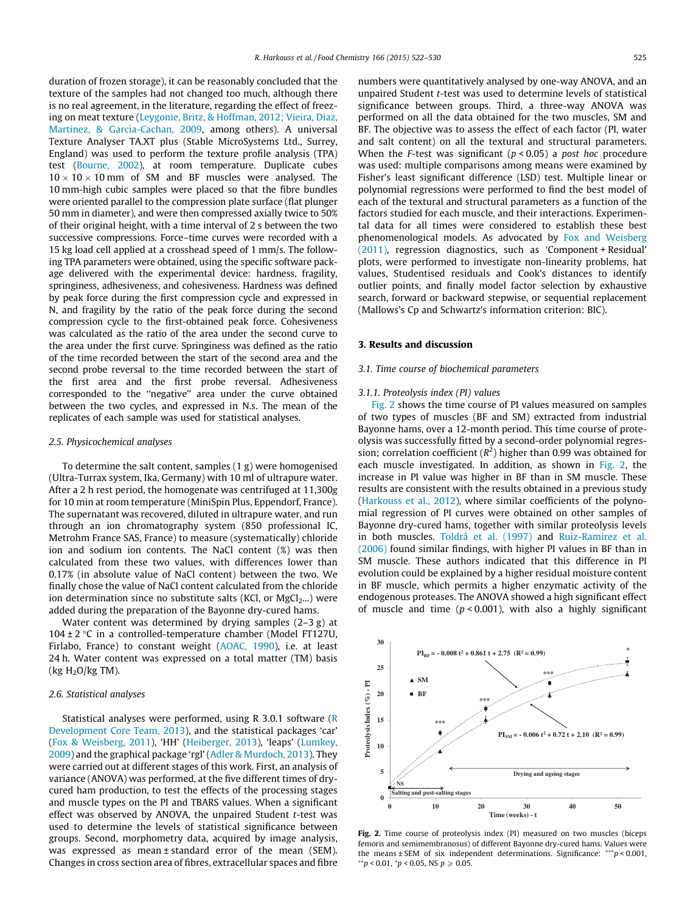duration of frozen storage), it can be reasonably concluded that the texture of the samples had not changed too much, although there is no real agreement, in the literature, regarding the effect of freezing on meat texture (Leygonie, Britz, & Hoffman, 2012; Vieira, Diaz, Martinez, & Garcia-Cachan, 2009, among others). A universal Texture Analyser TA.XT plus (Stable MicroSystems Ltd., Surrey, England) was used to perform the texture profile analysis (TPA) test (Bourne, 2002), at room temperature. Duplicate cubes $10 \times 10 \times 10$ mm of SM and BF muscles were analysed. The 10 mm-high cubic samples were placed so that the fibre bundles were oriented parallel to the compression plate surface (flat plunger 50 mm in diameter), and were then compressed axially twice to 50% of their original height, with a time interval of 2 s between the two successive compressions. Force–time curves were recorded with a 15 kg load cell applied at a crosshead speed of 1 mm/s. The following TPA parameters were obtained, using the specific software package delivered with the experimental device: hardness, fragility, springiness, adhesiveness, and cohesiveness. Hardness was defined by peak force during the first compression cycle and expressed in N, and fragility by the ratio of the peak force during the second compression cycle to the first-obtained peak force. Cohesiveness was calculated as the ratio of the area under the second curve to the area under the first curve. Springiness was defined as the ratio of the time recorded between the start of the second area and the second probe reversal to the time recorded between the start of the first area and the first probe reversal. Adhesiveness corresponded to the "negative" area under the curve obtained between the two cycles, and expressed in N.s. The mean of the replicates of each sample was used for statistical analyses.

### 2.5. Physicochemical analyses

To determine the salt content, samples (1 g) were homogenised (Ultra-Turrax system, Ika, Germany) with 10 ml of ultrapure water. After a 2 h rest period, the homogenate was centrifuged at 11,300*g* for 10 min at room temperature (MiniSpin Plus, Eppendorf, France). The supernatant was recovered, diluted in ultrapure water, and run through an ion chromatography system (850 professional IC, Metrohm France SAS, France) to measure (systematically) chloride ion and sodium ion contents. The NaCl content (%) was then calculated from these two values, with differences lower than 0.17% (in absolute value of NaCl content) between the two. We finally chose the value of NaCl content calculated from the chloride ion determination since no substitute salts (KCl, or $MgCl_2$...) were added during the preparation of the Bayonne dry-cured hams.

Water content was determined by drying samples (2–3 g) at $104 \pm 2$ °C in a controlled-temperature chamber (Model FT127U, Firlabo, France) to constant weight (AOAC, 1990), i.e. at least 24 h. Water content was expressed on a total matter (TM) basis (kg $H_2O$/kg TM).

### 2.6. Statistical analyses

Statistical analyses were performed, using R 3.0.1 software (R Development Core Team, 2013), and the statistical packages 'car' (Fox & Weisberg, 2011), 'HH' (Heiberger, 2013), 'leaps' (Lumkey, 2009) and the graphical package 'rgl' (Adler & Murdoch, 2013). They were carried out at different stages of this work. First, an analysis of variance (ANOVA) was performed, at the five different times of dry-cured ham production, to test the effects of the processing stages and muscle types on the PI and TBARS values. When a significant effect was observed by ANOVA, the unpaired Student *t*-test was used to determine the levels of statistical significance between groups. Second, morphometry data, acquired by image analysis, was expressed as mean ± standard error of the mean (SEM). Changes in cross section area of fibres, extracellular spaces and fibre numbers were quantitatively analysed by one-way ANOVA, and an unpaired Student *t*-test was used to determine levels of statistical significance between groups. Third, a three-way ANOVA was performed on all the data obtained for the two muscles, SM and BF. The objective was to assess the effect of each factor (PI, water and salt content) on all the textural and structural parameters. When the *F*-test was significant ($p < 0.05$) a *post hoc* procedure was used: multiple comparisons among means were examined by Fisher's least significant difference (LSD) test. Multiple linear or polynomial regressions were performed to find the best model of each of the textural and structural parameters as a function of the factors studied for each muscle, and their interactions. Experimental data for all times were considered to establish these best phenomenological models. As advocated by Fox and Weisberg (2011), regression diagnostics, such as 'Component + Residual' plots, were performed to investigate non-linearity problems, hat values, Studentised residuals and Cook's distances to identify outlier points, and finally model factor selection by exhaustive search, forward or backward stepwise, or sequential replacement (Mallows's Cp and Schwartz's information criterion: BIC).

## 3. Results and discussion

### 3.1. Time course of biochemical parameters

#### 3.1.1. Proteolysis index (PI) values

Fig. 2 shows the time course of PI values measured on samples of two types of muscles (BF and SM) extracted from industrial Bayonne hams, over a 12-month period. This time course of proteolysis was successfully fitted by a second-order polynomial regression; correlation coefficient ($R^2$) higher than 0.99 was obtained for each muscle investigated. In addition, as shown in Fig. 2, the increase in PI value was higher in BF than in SM muscle. These results are consistent with the results obtained in a previous study (Harkouss et al., 2012), where similar coefficients of the polynomial regression of PI curves were obtained on other samples of Bayonne dry-cured hams, together with similar proteolysis levels in both muscles. Toldrá et al. (1997) and Ruiz-Ramirez et al. (2006) found similar findings, with higher PI values in BF than in SM muscle. These authors indicated that this difference in PI evolution could be explained by a higher residual moisture content in BF muscle, which permits a higher enzymatic activity of the endogenous proteases. The ANOVA showed a high significant effect of muscle and time ($p < 0.001$), with also a highly significant

$$PI_{BF} = -0.008\,t^2 + 0.861\,t + 2.75 \quad (R^2 = 0.99)$$

$$PI_{SM} = -0.006\,t^2 + 0.72\,t + 2.10 \quad (R^2 = 0.99)$$

Fig. 2. Time course of proteolysis index (PI) measured on two muscles (biceps femoris and semimembranosus) of different Bayonne dry-cured hams. Values were the means ± SEM of six independent determinations. Significance: $^{***}p < 0.001$, $^{**}p < 0.01$, $^{*}p < 0.05$, NS $p \geq 0.05$.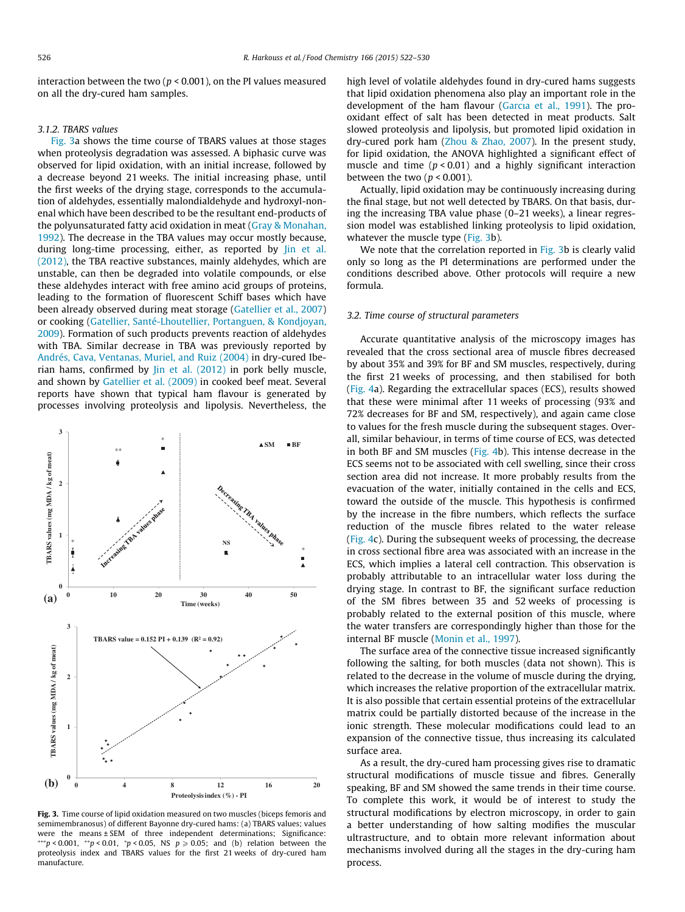interaction between the two ($p < 0.001$), on the PI values measured on all the dry-cured ham samples.

### 3.1.2. TBARS values

Fig. 3a shows the time course of TBARS values at those stages when proteolysis degradation was assessed. A biphasic curve was observed for lipid oxidation, with an initial increase, followed by a decrease beyond 21 weeks. The initial increasing phase, until the first weeks of the drying stage, corresponds to the accumulation of aldehydes, essentially malondialdehyde and hydroxyl-nonenal which have been described to be the resultant end-products of the polyunsaturated fatty acid oxidation in meat (Gray & Monahan, 1992). The decrease in the TBA values may occur mostly because, during long-time processing, either, as reported by Jin et al. (2012), the TBA reactive substances, mainly aldehydes, which are unstable, can then be degraded into volatile compounds, or else these aldehydes interact with free amino acid groups of proteins, leading to the formation of fluorescent Schiff bases which have been already observed during meat storage (Gatellier et al., 2007) or cooking (Gatellier, Santé-Lhoutellier, Portanguen, & Kondjoyan, 2009). Formation of such products prevents reaction of aldehydes with TBA. Similar decrease in TBA was previously reported by Andrés, Cava, Ventanas, Muriel, and Ruiz (2004) in dry-cured Iberian hams, confirmed by Jin et al. (2012) in pork belly muscle, and shown by Gatellier et al. (2009) in cooked beef meat. Several reports have shown that typical ham flavour is generated by processes involving proteolysis and lipolysis. Nevertheless, the high level of volatile aldehydes found in dry-cured hams suggests that lipid oxidation phenomena also play an important role in the development of the ham flavour (Garcıa et al., 1991). The pro-oxidant effect of salt has been detected in meat products. Salt slowed proteolysis and lipolysis, but promoted lipid oxidation in dry-cured pork ham (Zhou & Zhao, 2007). In the present study, for lipid oxidation, the ANOVA highlighted a significant effect of muscle and time ($p < 0.01$) and a highly significant interaction between the two ($p < 0.001$).

Actually, lipid oxidation may be continuously increasing during the final stage, but not well detected by TBARS. On that basis, during the increasing TBA value phase (0–21 weeks), a linear regression model was established linking proteolysis to lipid oxidation, whatever the muscle type (Fig. 3b).

We note that the correlation reported in Fig. 3b is clearly valid only so long as the PI determinations are performed under the conditions described above. Other protocols will require a new formula.

(a)
TBARS values (mg MDA / kg of meat)
Time (weeks)
▲SM ■BF
Increasing TBA values phase
Decreasing TBA values phase
** * * NS *

(b)
TBARS value = 0.152 PI + 0.139 ($R^2$ = 0.92)
TBARS values (mg MDA / kg of meat)
Proteolysis index (%) - PI

**Fig. 3.** Time course of lipid oxidation measured on two muscles (biceps femoris and semimembranosus) of different Bayonne dry-cured hams: (a) TBARS values; values were the means ± SEM of three independent determinations; Significance: $^{***}p < 0.001$, $^{**}p < 0.01$, $^{*}p < 0.05$, NS $p \geq 0.05$; and (b) relation between the proteolysis index and TBARS values for the first 21 weeks of dry-cured ham manufacture.

## 3.2. Time course of structural parameters

Accurate quantitative analysis of the microscopy images has revealed that the cross sectional area of muscle fibres decreased by about 35% and 39% for BF and SM muscles, respectively, during the first 21 weeks of processing, and then stabilised for both (Fig. 4a). Regarding the extracellular spaces (ECS), results showed that these were minimal after 11 weeks of processing (93% and 72% decreases for BF and SM, respectively), and again came close to values for the fresh muscle during the subsequent stages. Overall, similar behaviour, in terms of time course of ECS, was detected in both BF and SM muscles (Fig. 4b). This intense decrease in the ECS seems not to be associated with cell swelling, since their cross section area did not increase. It more probably results from the evacuation of the water, initially contained in the cells and ECS, toward the outside of the muscle. This hypothesis is confirmed by the increase in the fibre numbers, which reflects the surface reduction of the muscle fibres related to the water release (Fig. 4c). During the subsequent weeks of processing, the decrease in cross sectional fibre area was associated with an increase in the ECS, which implies a lateral cell contraction. This observation is probably attributable to an intracellular water loss during the drying stage. In contrast to BF, the significant surface reduction of the SM fibres between 35 and 52 weeks of processing is probably related to the external position of this muscle, where the water transfers are correspondingly higher than those for the internal BF muscle (Monin et al., 1997).

The surface area of the connective tissue increased significantly following the salting, for both muscles (data not shown). This is related to the decrease in the volume of muscle during the drying, which increases the relative proportion of the extracellular matrix. It is also possible that certain essential proteins of the extracellular matrix could be partially distorted because of the increase in the ionic strength. These molecular modifications could lead to an expansion of the connective tissue, thus increasing its calculated surface area.

As a result, the dry-cured ham processing gives rise to dramatic structural modifications of muscle tissue and fibres. Generally speaking, BF and SM showed the same trends in their time course. To complete this work, it would be of interest to study the structural modifications by electron microscopy, in order to gain a better understanding of how salting modifies the muscular ultrastructure, and to obtain more relevant information about mechanisms involved during all the stages in the dry-curing ham process.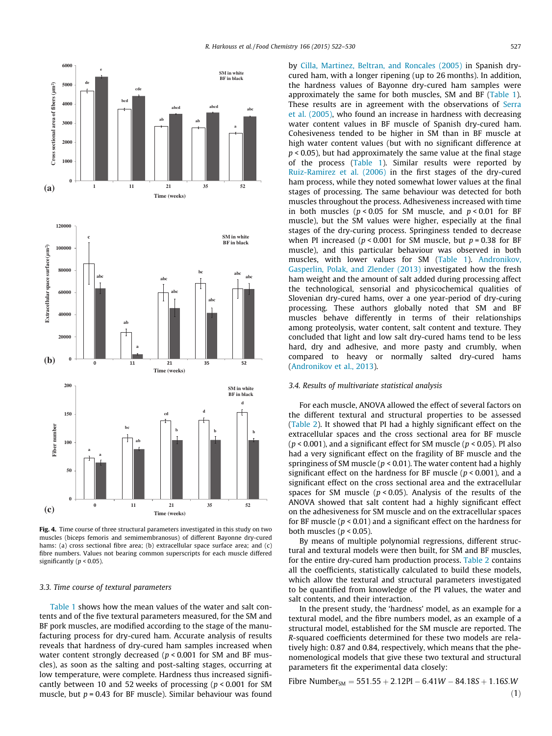Fig. 4. Time course of three structural parameters investigated in this study on two muscles (biceps femoris and semimembranosus) of different Bayonne dry-cured hams: (a) cross sectional fibre area; (b) extracellular space surface area; and (c) fibre numbers. Values not bearing common superscripts for each muscle differed significantly ($p < 0.05$).

### 3.3. Time course of textural parameters

Table 1 shows how the mean values of the water and salt contents and of the five textural parameters measured, for the SM and BF pork muscles, are modified according to the stage of the manufacturing process for dry-cured ham. Accurate analysis of results reveals that hardness of dry-cured ham samples increased when water content strongly decreased ($p < 0.001$ for SM and BF muscles), as soon as the salting and post-salting stages, occurring at low temperature, were complete. Hardness thus increased significantly between 10 and 52 weeks of processing ($p < 0.001$ for SM muscle, but $p = 0.43$ for BF muscle). Similar behaviour was found by Cilla, Martinez, Beltran, and Roncales (2005) in Spanish dry-cured ham, with a longer ripening (up to 26 months). In addition, the hardness values of Bayonne dry-cured ham samples were approximately the same for both muscles, SM and BF (Table 1). These results are in agreement with the observations of Serra et al. (2005), who found an increase in hardness with decreasing water content values in BF muscle of Spanish dry-cured ham. Cohesiveness tended to be higher in SM than in BF muscle at high water content values (but with no significant difference at $p < 0.05$), but had approximately the same value at the final stage of the process (Table 1). Similar results were reported by Ruiz-Ramirez et al. (2006) in the first stages of the dry-cured ham process, while they noted somewhat lower values at the final stages of processing. The same behaviour was detected for both muscles throughout the process. Adhesiveness increased with time in both muscles ($p < 0.05$ for SM muscle, and $p < 0.01$ for BF muscle), but the SM values were higher, especially at the final stages of the dry-curing process. Springiness tended to decrease when PI increased ($p < 0.001$ for SM muscle, but $p = 0.38$ for BF muscle), and this particular behaviour was observed in both muscles, with lower values for SM (Table 1). Andronikov, Gasperlin, Polak, and Zlender (2013) investigated how the fresh ham weight and the amount of salt added during processing affect the technological, sensorial and physicochemical qualities of Slovenian dry-cured hams, over a one year-period of dry-curing processing. These authors globally noted that SM and BF muscles behave differently in terms of their relationships among proteolysis, water content, salt content and texture. They concluded that light and low salt dry-cured hams tend to be less hard, dry and adhesive, and more pasty and crumbly, when compared to heavy or normally salted dry-cured hams (Andronikov et al., 2013).

### 3.4. Results of multivariate statistical analysis

For each muscle, ANOVA allowed the effect of several factors on the different textural and structural properties to be assessed (Table 2). It showed that PI had a highly significant effect on the extracellular spaces and the cross sectional area for BF muscle ($p < 0.001$), and a significant effect for SM muscle ($p < 0.05$). PI also had a very significant effect on the fragility of BF muscle and the springiness of SM muscle ($p < 0.01$). The water content had a highly significant effect on the hardness for BF muscle ($p < 0.001$), and a significant effect on the cross sectional area and the extracellular spaces for SM muscle ($p < 0.05$). Analysis of the results of the ANOVA showed that salt content had a highly significant effect on the adhesiveness for SM muscle and on the extracellular spaces for BF muscle ($p < 0.01$) and a significant effect on the hardness for both muscles ($p < 0.05$).

By means of multiple polynomial regressions, different structural and textural models were then built, for SM and BF muscles, for the entire dry-cured ham production process. Table 2 contains all the coefficients, statistically calculated to build these models, which allow the textural and structural parameters investigated to be quantified from knowledge of the PI values, the water and salt contents, and their interaction.

In the present study, the 'hardness' model, as an example for a textural model, and the fibre numbers model, as an example of a structural model, established for the SM muscle are reported. The $R$-squared coefficients determined for these two models are relatively high: 0.87 and 0.84, respectively, which means that the phenomenological models that give these two textural and structural parameters fit the experimental data closely:

$$\text{Fibre Number}_{SM} = 551.55 + 2.12\text{PI} - 6.41W - 84.18S + 1.16S.W \tag{1}$$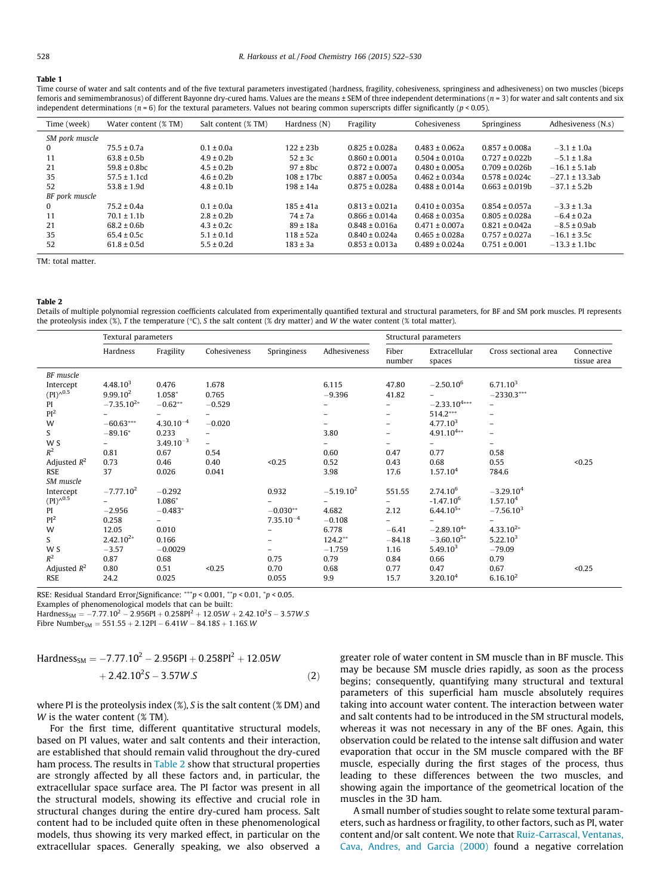**Table 1**

Time course of water and salt contents and of the five textural parameters investigated (hardness, fragility, cohesiveness, springiness and adhesiveness) on two muscles (biceps femoris and semimembranosus) of different Bayonne dry-cured hams. Values are the means ± SEM of three independent determinations ($n = 3$) for water and salt contents and six independent determinations ($n = 6$) for the textural parameters. Values not bearing common superscripts differ significantly ($p < 0.05$).

| Time (week) | Water content (% TM) | Salt content (% TM) | Hardness (N) | Fragility | Cohesiveness | Springiness | Adhesiveness (N.s) |
|---|---|---|---|---|---|---|---|
| *SM pork muscle* | | | | | | | |
| 0 | 75.5 ± 0.7a | 0.1 ± 0.0a | 122 ± 23b | 0.825 ± 0.028a | 0.483 ± 0.062a | 0.857 ± 0.008a | −3.1 ± 1.0a |
| 11 | 63.8 ± 0.5b | 4.9 ± 0.2b | 52 ± 3c | 0.860 ± 0.001a | 0.504 ± 0.010a | 0.727 ± 0.022b | −5.1 ± 1.8a |
| 21 | 59.8 ± 0.8bc | 4.5 ± 0.2b | 97 ± 8bc | 0.872 ± 0.007a | 0.480 ± 0.005a | 0.709 ± 0.026b | −16.1 ± 5.1ab |
| 35 | 57.5 ± 1.1cd | 4.6 ± 0.2b | 108 ± 17bc | 0.887 ± 0.005a | 0.462 ± 0.034a | 0.578 ± 0.024c | −27.1 ± 13.3ab |
| 52 | 53.8 ± 1.9d | 4.8 ± 0.1b | 198 ± 14a | 0.875 ± 0.028a | 0.488 ± 0.014a | 0.663 ± 0.019b | −37.1 ± 5.2b |
| *BF pork muscle* | | | | | | | |
| 0 | 75.2 ± 0.4a | 0.1 ± 0.0a | 185 ± 41a | 0.813 ± 0.021a | 0.410 ± 0.035a | 0.854 ± 0.057a | −3.3 ± 1.3a |
| 11 | 70.1 ± 1.1b | 2.8 ± 0.2b | 74 ± 7a | 0.866 ± 0.014a | 0.468 ± 0.035a | 0.805 ± 0.028a | −6.4 ± 0.2a |
| 21 | 68.2 ± 0.6b | 4.3 ± 0.2c | 89 ± 18a | 0.848 ± 0.016a | 0.471 ± 0.007a | 0.821 ± 0.042a | −8.5 ± 0.9ab |
| 35 | 65.4 ± 0.5c | 5.1 ± 0.1d | 118 ± 52a | 0.840 ± 0.024a | 0.465 ± 0.028a | 0.757 ± 0.027a | −16.1 ± 3.5c |
| 52 | 61.8 ± 0.5d | 5.5 ± 0.2d | 183 ± 3a | 0.853 ± 0.013a | 0.489 ± 0.024a | 0.751 ± 0.001 | −13.3 ± 1.1bc |

TM: total matter.

**Table 2**

Details of multiple polynomial regression coefficients calculated from experimentally quantified textural and structural parameters, for BF and SM pork muscles. PI represents the proteolysis index (%), T the temperature (°C), S the salt content (% dry matter) and W the water content (% total matter).

| | Textural parameters | | | | | Structural parameters | | | |
|---|---|---|---|---|---|---|---|---|---|
| | Hardness | Fragility | Cohesiveness | Springiness | Adhesiveness | Fiber number | Extracellular spaces | Cross sectional area | Connective tissue area |
| *BF muscle* | | | | | | | | | |
| Intercept | $4.48.10^3$ | 0.476 | 1.678 | | 6.115 | 47.80 | $-2.50.10^6$ | $6.71.10^3$ | |
| $(PI)^{\wedge 0.5}$ | $9.99.10^2$ | $1.058^*$ | 0.765 | | −9.396 | 41.82 | – | $-2330.3^{***}$ | |
| PI | $-7.35.10^{2*}$ | $-0.62^{**}$ | −0.529 | | – | – | $-2.33.10^{4***}$ | – | |
| $PI^2$ | – | – | – | | – | – | $514.2^{***}$ | – | |
| W | $-60.63^{***}$ | $4.30.10^{-4}$ | −0.020 | | – | – | $4.77.10^3$ | – | |
| S | $-89.16^*$ | 0.233 | – | | 3.80 | – | $4.91.10^{4**}$ | – | |
| W S | – | $3.49.10^{-3}$ | – | | – | – | – | – | |
| $R^2$ | 0.81 | 0.67 | 0.54 | | 0.60 | 0.47 | 0.77 | 0.58 | |
| Adjusted $R^2$ | 0.73 | 0.46 | 0.40 | <0.25 | 0.52 | 0.43 | 0.68 | 0.55 | <0.25 |
| RSE | 37 | 0.026 | 0.041 | | 3.98 | 17.6 | $1.57.10^4$ | 784.6 | |
| *SM muscle* | | | | | | | | | |
| Intercept | $-7.77.10^2$ | −0.292 | | 0.932 | $-5.19.10^2$ | 551.55 | $2.74.10^6$ | $-3.29.10^4$ | |
| $(PI)^{\wedge 0.5}$ | – | $1.086^*$ | | – | – | – | $-1.47.10^6$ | $1.57.10^4$ | |
| PI | −2.956 | $-0.483^*$ | | $-0.030^{**}$ | 4.682 | 2.12 | $6.44.10^{5*}$ | $-7.56.10^3$ | |
| $PI^2$ | 0.258 | – | | $7.35.10^{-4}$ | −0.108 | – | – | – | |
| W | 12.05 | 0.010 | | – | 6.778 | −6.41 | $-2.89.10^{4*}$ | $4.33.10^{2*}$ | |
| S | $2.42.10^{2*}$ | 0.166 | | – | $124.2^{**}$ | −84.18 | $-3.60.10^{5*}$ | $5.22.10^3$ | |
| W S | −3.57 | −0.0029 | | – | −1.759 | 1.16 | $5.49.10^3$ | −79.09 | |
| $R^2$ | 0.87 | 0.68 | | 0.75 | 0.79 | 0.84 | 0.66 | 0.79 | |
| Adjusted $R^2$ | 0.80 | 0.51 | <0.25 | 0.70 | 0.68 | 0.77 | 0.47 | 0.67 | <0.25 |
| RSE | 24.2 | 0.025 | | 0.055 | 9.9 | 15.7 | $3.20.10^4$ | $6.16.10^2$ | |

RSE: Residual Standard Error/Significance: $^{***}p < 0.001$, $^{**}p < 0.01$, $^{*}p < 0.05$.
Examples of phenomenological models that can be built:
$Hardness_{SM} = -7.77.10^2 - 2.956PI + 0.258PI^2 + 12.05W + 2.42.10^2S - 3.57W.S$
$Fibre\ Number_{SM} = 551.55 + 2.12PI - 6.41W - 84.18S + 1.16S.W$

$$Hardness_{SM} = -7.77.10^2 - 2.956PI + 0.258PI^2 + 12.05W + 2.42.10^2S - 3.57W.S \qquad (2)$$

where PI is the proteolysis index (%), S is the salt content (% DM) and W is the water content (% TM).

For the first time, different quantitative structural models, based on PI values, water and salt contents and their interaction, are established that should remain valid throughout the dry-cured ham process. The results in Table 2 show that structural properties are strongly affected by all these factors and, in particular, the extracellular space surface area. The PI factor was present in all the structural models, showing its effective and crucial role in structural changes during the entire dry-cured ham process. Salt content had to be included quite often in these phenomenological models, thus showing its very marked effect, in particular on the extracellular spaces. Generally speaking, we also observed a greater role of water content in SM muscle than in BF muscle. This may be because SM muscle dries rapidly, as soon as the process begins; consequently, quantifying many structural and textural parameters of this superficial ham muscle absolutely requires taking into account water content. The interaction between water and salt contents had to be introduced in the SM structural models, whereas it was not necessary in any of the BF ones. Again, this observation could be related to the intense salt diffusion and water evaporation that occur in the SM muscle compared with the BF muscle, especially during the first stages of the process, thus leading to these differences between the two muscles, and showing again the importance of the geometrical location of the muscles in the 3D ham.

A small number of studies sought to relate some textural parameters, such as hardness or fragility, to other factors, such as PI, water content and/or salt content. We note that Ruiz-Carrascal, Ventanas, Cava, Andres, and Garcia (2000) found a negative correlation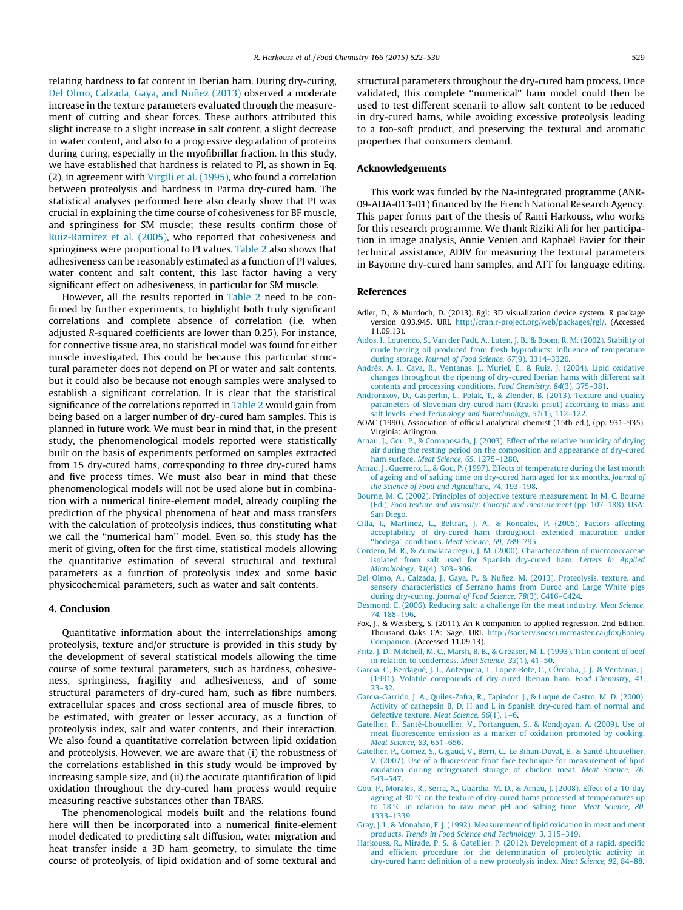relating hardness to fat content in Iberian ham. During dry-curing, Del Olmo, Calzada, Gaya, and Nuñez (2013) observed a moderate increase in the texture parameters evaluated through the measurement of cutting and shear forces. These authors attributed this slight increase to a slight increase in salt content, a slight decrease in water content, and also to a progressive degradation of proteins during curing, especially in the myofibrillar fraction. In this study, we have established that hardness is related to PI, as shown in Eq. (2), in agreement with Virgili et al. (1995), who found a correlation between proteolysis and hardness in Parma dry-cured ham. The statistical analyses performed here also clearly show that PI was crucial in explaining the time course of cohesiveness for BF muscle, and springiness for SM muscle; these results confirm those of Ruiz-Ramirez et al. (2005), who reported that cohesiveness and springiness were proportional to PI values. Table 2 also shows that adhesiveness can be reasonably estimated as a function of PI values, water content and salt content, this last factor having a very significant effect on adhesiveness, in particular for SM muscle.

However, all the results reported in Table 2 need to be confirmed by further experiments, to highlight both truly significant correlations and complete absence of correlation (i.e. when adjusted R-squared coefficients are lower than 0.25). For instance, for connective tissue area, no statistical model was found for either muscle investigated. This could be because this particular structural parameter does not depend on PI or water and salt contents, but it could also be because not enough samples were analysed to establish a significant correlation. It is clear that the statistical significance of the correlations reported in Table 2 would gain from being based on a larger number of dry-cured ham samples. This is planned in future work. We must bear in mind that, in the present study, the phenomenological models reported were statistically built on the basis of experiments performed on samples extracted from 15 dry-cured hams, corresponding to three dry-cured hams and five process times. We must also bear in mind that these phenomenological models will not be used alone but in combination with a numerical finite-element model, already coupling the prediction of the physical phenomena of heat and mass transfers with the calculation of proteolysis indices, thus constituting what we call the "numerical ham" model. Even so, this study has the merit of giving, often for the first time, statistical models allowing the quantitative estimation of several structural and textural parameters as a function of proteolysis index and some basic physicochemical parameters, such as water and salt contents.

## 4. Conclusion

Quantitative information about the interrelationships among proteolysis, texture and/or structure is provided in this study by the development of several statistical models allowing the time course of some textural parameters, such as hardness, cohesiveness, springiness, fragility and adhesiveness, and of some structural parameters of dry-cured ham, such as fibre numbers, extracellular spaces and cross sectional area of muscle fibres, to be estimated, with greater or lesser accuracy, as a function of proteolysis index, salt and water contents, and their interaction. We also found a quantitative correlation between lipid oxidation and proteolysis. However, we are aware that (i) the robustness of the correlations established in this study would be improved by increasing sample size, and (ii) the accurate quantification of lipid oxidation throughout the dry-cured ham process would require measuring reactive substances other than TBARS.

The phenomenological models built and the relations found here will then be incorporated into a numerical finite-element model dedicated to predicting salt diffusion, water migration and heat transfer inside a 3D ham geometry, to simulate the time course of proteolysis, of lipid oxidation and of some textural and structural parameters throughout the dry-cured ham process. Once validated, this complete "numerical" ham model could then be used to test different scenarii to allow salt content to be reduced in dry-cured hams, while avoiding excessive proteolysis leading to a too-soft product, and preserving the textural and aromatic properties that consumers demand.

## Acknowledgements

This work was funded by the Na-integrated programme (ANR-09-ALIA-013-01) financed by the French National Research Agency. This paper forms part of the thesis of Rami Harkouss, who works for this research programme. We thank Riziki Ali for her participation in image analysis, Annie Venien and Raphaël Favier for their technical assistance, ADIV for measuring the textural parameters in Bayonne dry-cured ham samples, and ATT for language editing.

## References

Adler, D., & Murdoch, D. (2013). Rgl: 3D visualization device system. R package version 0.93.945. URL http://cran.r-project.org/web/packages/rgl/. (Accessed 11.09.13).

Aidos, I., Lourenco, S., Van der Padt, A., Luten, J. B., & Boom, R. M. (2002). Stability of crude herring oil produced from fresh byproducts: influence of temperature during storage. *Journal of Food Science, 67*(9), 3314–3320.

Andrés, A. I., Cava, R., Ventanas, J., Muriel, E., & Ruiz, J. (2004). Lipid oxidative changes throughout the ripening of dry-cured Iberian hams with different salt contents and processing conditions. *Food Chemistry, 84*(3), 375–381.

Andronikov, D., Gasperlin, L., Polak, T., & Zlender, B. (2013). Texture and quality parameters of Slovenian dry-cured ham (Kraski prsut) according to mass and salt levels. *Food Technology and Biotechnology, 51*(1), 112–122.

AOAC (1990). Association of official analytical chemist (15th ed.), (pp. 931–935). Virginia: Arlington.

Arnau, J., Gou, P., & Comaposada, J. (2003). Effect of the relative humidity of drying air during the resting period on the composition and appearance of dry-cured ham surface. *Meat Science, 65*, 1275–1280.

Arnau, J., Guerrero, L., & Gou, P. (1997). Effects of temperature during the last month of ageing and of salting time on dry-cured ham aged for six months. *Journal of the Science of Food and Agriculture, 74*, 193–198.

Bourne, M. C. (2002). Principles of objective texture measurement. In M. C. Bourne (Ed.), *Food texture and viscosity: Concept and measurement* (pp. 107–188). USA: San Diego.

Cilla, I., Martinez, L., Beltran, J. A., & Roncales, P. (2005). Factors affecting acceptability of dry-cured ham throughout extended maturation under "bodega" conditions. *Meat Science, 69*, 789–795.

Cordero, M. R., & Zumalacarregui, J. M. (2000). Characterization of micrococcaceae isolated from salt used for Spanish dry-cured ham. *Letters in Applied Microbiology, 31*(4), 303–306.

Del Olmo, A., Calzada, J., Gaya, P., & Nuñez, M. (2013). Proteolysis, texture, and sensory characteristics of Serrano hams from Duroc and Large White pigs during dry-curing. *Journal of Food Science, 78*(3), C416–C424.

Desmond, E. (2006). Reducing salt: a challenge for the meat industry. *Meat Science, 74*, 188–196.

Fox, J., & Weisberg, S. (2011). An R companion to applied regression. 2nd Edition. Thousand Oaks CA: Sage. URL http://socserv.socsci.mcmaster.ca/jfox/Books/Companion. (Accessed 11.09.13).

Fritz, J. D., Mitchell, M. C., Marsh, B. B., & Greaser, M. L. (1993). Titin content of beef in relation to tenderness. *Meat Science, 33*(1), 41–50.

Garcıa, C., Berdagué, J. L., Antequera, T., Lopez-Bote, C., CÓrdoba, J. J., & Ventanas, J. (1991). Volatile compounds of dry-cured Iberian ham. *Food Chemistry, 41*, 23–32.

Garcıa-Garrido, J. A., Quiles-Zafra, R., Tapiador, J., & Luque de Castro, M. D. (2000). Activity of cathepsin B, D, H and L in Spanish dry-cured ham of normal and defective texture. *Meat Science, 56*(1), 1–6.

Gatellier, P., Santé-Lhoutellier, V., Portanguen, S., & Kondjoyan, A. (2009). Use of meat fluorescence emission as a marker of oxidation promoted by cooking. *Meat Science, 83*, 651–656.

Gatellier, P., Gomez, S., Gigaud, V., Berri, C., Le Bihan-Duval, E., & Santé-Lhoutellier, V. (2007). Use of a fluorescent front face technique for measurement of lipid oxidation during refrigerated storage of chicken meat. *Meat Science, 76*, 543–547.

Gou, P., Morales, R., Serra, X., Guàrdia, M. D., & Arnau, J. (2008). Effect of a 10-day ageing at 30 °C on the texture of dry-cured hams processed at temperatures up to 18 °C in relation to raw meat pH and salting time. *Meat Science, 80*, 1333–1339.

Gray, J. I., & Monahan, F. J. (1992). Measurement of lipid oxidation in meat and meat products. *Trends in Food Science and Technology, 3*, 315–319.

Harkouss, R., Mirade, P. S., & Gatellier, P. (2012). Development of a rapid, specific and efficient procedure for the determination of proteolytic activity in dry-cured ham: definition of a new proteolysis index. *Meat Science, 92*, 84–88.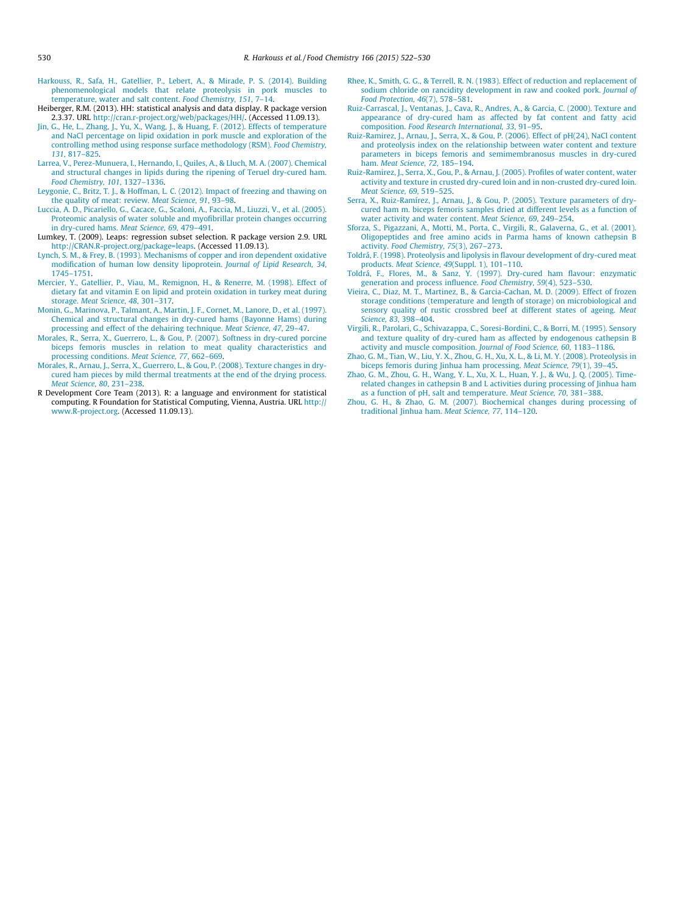Harkouss, R., Safa, H., Gatellier, P., Lebert, A., & Mirade, P. S. (2014). Building phenomenological models that relate proteolysis in pork muscles to temperature, water and salt content. *Food Chemistry, 151*, 7–14.

Heiberger, R.M. (2013). HH: statistical analysis and data display. R package version 2.3.37. URL http://cran.r-project.org/web/packages/HH/. (Accessed 11.09.13).

Jin, G., He, L., Zhang, J., Yu, X., Wang, J., & Huang, F. (2012). Effects of temperature and NaCl percentage on lipid oxidation in pork muscle and exploration of the controlling method using response surface methodology (RSM). *Food Chemistry, 131*, 817–825.

Larrea, V., Perez-Munuera, I., Hernando, I., Quiles, A., & Lluch, M. A. (2007). Chemical and structural changes in lipids during the ripening of Teruel dry-cured ham. *Food Chemistry, 101*, 1327–1336.

Leygonie, C., Britz, T. J., & Hoffman, L. C. (2012). Impact of freezing and thawing on the quality of meat: review. *Meat Science, 91*, 93–98.

Luccia, A. D., Picariello, G., Cacace, G., Scaloni, A., Faccia, M., Liuzzi, V., et al. (2005). Proteomic analysis of water soluble and myofibrillar protein changes occurring in dry-cured hams. *Meat Science, 69*, 479–491.

Lumkey, T. (2009). Leaps: regression subset selection. R package version 2.9. URL http://CRAN.R-project.org/package=leaps. (Accessed 11.09.13).

Lynch, S. M., & Frey, B. (1993). Mechanisms of copper and iron dependent oxidative modification of human low density lipoprotein. *Journal of Lipid Research, 34*, 1745–1751.

Mercier, Y., Gatellier, P., Viau, M., Remignon, H., & Renerre, M. (1998). Effect of dietary fat and vitamin E on lipid and protein oxidation in turkey meat during storage. *Meat Science, 48*, 301–317.

Monin, G., Marinova, P., Talmant, A., Martin, J. F., Cornet, M., Lanore, D., et al. (1997). Chemical and structural changes in dry-cured hams (Bayonne Hams) during processing and effect of the dehairing technique. *Meat Science, 47*, 29–47.

Morales, R., Serra, X., Guerrero, L., & Gou, P. (2007). Softness in dry-cured porcine biceps femoris muscles in relation to meat quality characteristics and processing conditions. *Meat Science, 77*, 662–669.

Morales, R., Arnau, J., Serra, X., Guerrero, L., & Gou, P. (2008). Texture changes in dry-cured ham pieces by mild thermal treatments at the end of the drying process. *Meat Science, 80*, 231–238.

R Development Core Team (2013). R: a language and environment for statistical computing. R Foundation for Statistical Computing, Vienna, Austria. URL http://www.R-project.org. (Accessed 11.09.13).

Rhee, K., Smith, G. G., & Terrell, R. N. (1983). Effect of reduction and replacement of sodium chloride on rancidity development in raw and cooked pork. *Journal of Food Protection, 46*(7), 578–581.

Ruiz-Carrascal, J., Ventanas, J., Cava, R., Andres, A., & Garcia, C. (2000). Texture and appearance of dry-cured ham as affected by fat content and fatty acid composition. *Food Research International, 33*, 91–95.

Ruiz-Ramirez, J., Arnau, J., Serra, X., & Gou, P. (2006). Effect of pH(24), NaCl content and proteolysis index on the relationship between water content and texture parameters in biceps femoris and semimembranosus muscles in dry-cured ham. *Meat Science, 72*, 185–194.

Ruiz-Ramirez, J., Serra, X., Gou, P., & Arnau, J. (2005). Profiles of water content, water activity and texture in crusted dry-cured loin and in non-crusted dry-cured loin. *Meat Science, 69*, 519–525.

Serra, X., Ruiz-Ramírez, J., Arnau, J., & Gou, P. (2005). Texture parameters of dry-cured ham m. biceps femoris samples dried at different levels as a function of water activity and water content. *Meat Science, 69*, 249–254.

Sforza, S., Pigazzani, A., Motti, M., Porta, C., Virgili, R., Galaverna, G., et al. (2001). Oligopeptides and free amino acids in Parma hams of known cathepsin B activity. *Food Chemistry, 75*(3), 267–273.

Toldrá, F. (1998). Proteolysis and lipolysis in flavour development of dry-cured meat products. *Meat Science, 49*(Suppl. 1), 101–110.

Toldrá, F., Flores, M., & Sanz, Y. (1997). Dry-cured ham flavour: enzymatic generation and process influence. *Food Chemistry, 59*(4), 523–530.

Vieira, C., Diaz, M. T., Martinez, B., & Garcia-Cachan, M. D. (2009). Effect of frozen storage conditions (temperature and length of storage) on microbiological and sensory quality of rustic crossbred beef at different states of ageing. *Meat Science, 83*, 398–404.

Virgili, R., Parolari, G., Schivazappa, C., Soresi-Bordini, C., & Borri, M. (1995). Sensory and texture quality of dry-cured ham as affected by endogenous cathepsin B activity and muscle composition. *Journal of Food Science, 60*, 1183–1186.

Zhao, G. M., Tian, W., Liu, Y. X., Zhou, G. H., Xu, X. L., & Li, M. Y. (2008). Proteolysis in biceps femoris during Jinhua ham processing. *Meat Science, 79*(1), 39–45.

Zhao, G. M., Zhou, G. H., Wang, Y. L., Xu, X. L., Huan, Y. J., & Wu, J. Q. (2005). Time-related changes in cathepsin B and L activities during processing of Jinhua ham as a function of pH, salt and temperature. *Meat Science, 70*, 381–388.

Zhou, G. H., & Zhao, G. M. (2007). Biochemical changes during processing of traditional Jinhua ham. *Meat Science, 77*, 114–120.